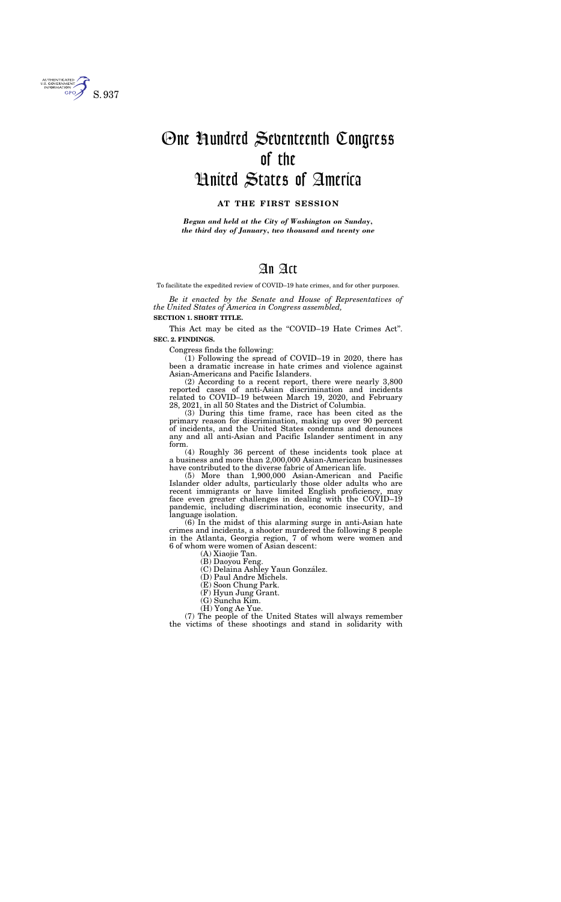S. 937

# One Hundred Seventeenth Congress of the United States of America

**AT THE FIRST SESSION**

***Begun and held at the City of Washington on Sunday, the third day of January, two thousand and twenty one***

# An Act

To facilitate the expedited review of COVID–19 hate crimes, and for other purposes.

*Be it enacted by the Senate and House of Representatives of the United States of America in Congress assembled,*

**SECTION 1. SHORT TITLE.**

This Act may be cited as the "COVID–19 Hate Crimes Act".

**SEC. 2. FINDINGS.**

Congress finds the following:

(1) Following the spread of COVID–19 in 2020, there has been a dramatic increase in hate crimes and violence against Asian-Americans and Pacific Islanders.

(2) According to a recent report, there were nearly 3,800 reported cases of anti-Asian discrimination and incidents related to COVID–19 between March 19, 2020, and February 28, 2021, in all 50 States and the District of Columbia.

(3) During this time frame, race has been cited as the primary reason for discrimination, making up over 90 percent of incidents, and the United States condemns and denounces any and all anti-Asian and Pacific Islander sentiment in any form.

(4) Roughly 36 percent of these incidents took place at a business and more than 2,000,000 Asian-American businesses have contributed to the diverse fabric of American life.

(5) More than 1,900,000 Asian-American and Pacific Islander older adults, particularly those older adults who are recent immigrants or have limited English proficiency, may face even greater challenges in dealing with the COVID–19 pandemic, including discrimination, economic insecurity, and language isolation.

(6) In the midst of this alarming surge in anti-Asian hate crimes and incidents, a shooter murdered the following 8 people in the Atlanta, Georgia region, 7 of whom were women and 6 of whom were women of Asian descent:

(A) Xiaojie Tan.

(B) Daoyou Feng.

(C) Delaina Ashley Yaun González.

(D) Paul Andre Michels.

(E) Soon Chung Park.

(F) Hyun Jung Grant.

(G) Suncha Kim.

(H) Yong Ae Yue.

(7) The people of the United States will always remember the victims of these shootings and stand in solidarity with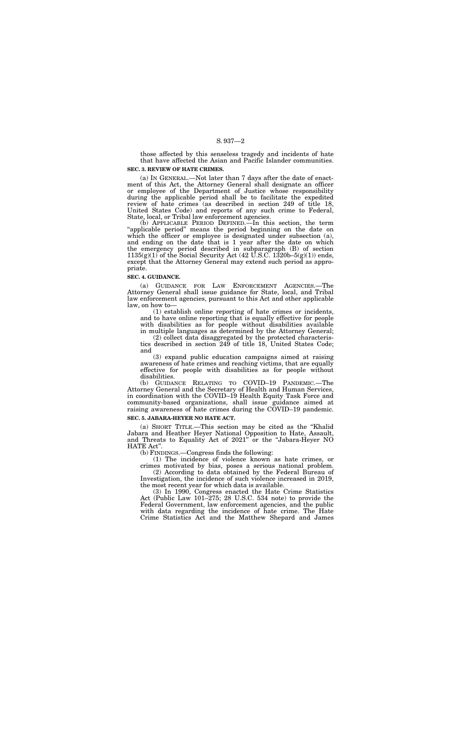those affected by this senseless tragedy and incidents of hate that have affected the Asian and Pacific Islander communities.

**SEC. 3. REVIEW OF HATE CRIMES.**

(a) IN GENERAL.—Not later than 7 days after the date of enactment of this Act, the Attorney General shall designate an officer or employee of the Department of Justice whose responsibility during the applicable period shall be to facilitate the expedited review of hate crimes (as described in section 249 of title 18, United States Code) and reports of any such crime to Federal, State, local, or Tribal law enforcement agencies.

(b) APPLICABLE PERIOD DEFINED.—In this section, the term "applicable period" means the period beginning on the date on which the officer or employee is designated under subsection (a), and ending on the date that is 1 year after the date on which the emergency period described in subparagraph (B) of section 1135(g)(1) of the Social Security Act (42 U.S.C. 1320b–5(g)(1)) ends, except that the Attorney General may extend such period as appropriate.

**SEC. 4. GUIDANCE.**

(a) GUIDANCE FOR LAW ENFORCEMENT AGENCIES.—The Attorney General shall issue guidance for State, local, and Tribal law enforcement agencies, pursuant to this Act and other applicable law, on how to—

(1) establish online reporting of hate crimes or incidents, and to have online reporting that is equally effective for people with disabilities as for people without disabilities available in multiple languages as determined by the Attorney General;

(2) collect data disaggregated by the protected characteristics described in section 249 of title 18, United States Code; and

(3) expand public education campaigns aimed at raising awareness of hate crimes and reaching victims, that are equally effective for people with disabilities as for people without disabilities.

(b) GUIDANCE RELATING TO COVID–19 PANDEMIC.—The Attorney General and the Secretary of Health and Human Services, in coordination with the COVID–19 Health Equity Task Force and community-based organizations, shall issue guidance aimed at raising awareness of hate crimes during the COVID–19 pandemic.

**SEC. 5. JABARA-HEYER NO HATE ACT.**

(a) SHORT TITLE.—This section may be cited as the "Khalid Jabara and Heather Heyer National Opposition to Hate, Assault, and Threats to Equality Act of 2021" or the "Jabara-Heyer NO HATE Act".

(b) FINDINGS.—Congress finds the following:

(1) The incidence of violence known as hate crimes, or crimes motivated by bias, poses a serious national problem.

(2) According to data obtained by the Federal Bureau of Investigation, the incidence of such violence increased in 2019, the most recent year for which data is available.

(3) In 1990, Congress enacted the Hate Crime Statistics Act (Public Law 101–275; 28 U.S.C. 534 note) to provide the Federal Government, law enforcement agencies, and the public with data regarding the incidence of hate crime. The Hate Crime Statistics Act and the Matthew Shepard and James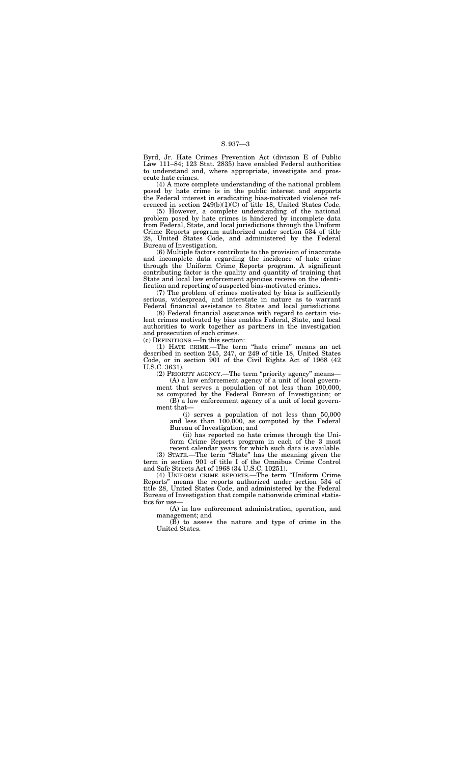Byrd, Jr. Hate Crimes Prevention Act (division E of Public Law 111–84; 123 Stat. 2835) have enabled Federal authorities to understand and, where appropriate, investigate and prosecute hate crimes.

(4) A more complete understanding of the national problem posed by hate crime is in the public interest and supports the Federal interest in eradicating bias-motivated violence referenced in section 249(b)(1)(C) of title 18, United States Code.

(5) However, a complete understanding of the national problem posed by hate crimes is hindered by incomplete data from Federal, State, and local jurisdictions through the Uniform Crime Reports program authorized under section 534 of title 28, United States Code, and administered by the Federal Bureau of Investigation.

(6) Multiple factors contribute to the provision of inaccurate and incomplete data regarding the incidence of hate crime through the Uniform Crime Reports program. A significant contributing factor is the quality and quantity of training that State and local law enforcement agencies receive on the identification and reporting of suspected bias-motivated crimes.

(7) The problem of crimes motivated by bias is sufficiently serious, widespread, and interstate in nature as to warrant Federal financial assistance to States and local jurisdictions.

(8) Federal financial assistance with regard to certain violent crimes motivated by bias enables Federal, State, and local authorities to work together as partners in the investigation and prosecution of such crimes.

(c) DEFINITIONS.—In this section:

(1) HATE CRIME.—The term "hate crime" means an act described in section 245, 247, or 249 of title 18, United States Code, or in section 901 of the Civil Rights Act of 1968 (42 U.S.C. 3631).

(2) PRIORITY AGENCY.—The term "priority agency" means—

(A) a law enforcement agency of a unit of local government that serves a population of not less than 100,000, as computed by the Federal Bureau of Investigation; or

(B) a law enforcement agency of a unit of local government that—

(i) serves a population of not less than 50,000 and less than 100,000, as computed by the Federal Bureau of Investigation; and

(ii) has reported no hate crimes through the Uniform Crime Reports program in each of the 3 most recent calendar years for which such data is available.

(3) STATE.—The term "State" has the meaning given the term in section 901 of title I of the Omnibus Crime Control and Safe Streets Act of 1968 (34 U.S.C. 10251).

(4) UNIFORM CRIME REPORTS.—The term "Uniform Crime Reports" means the reports authorized under section 534 of title 28, United States Code, and administered by the Federal Bureau of Investigation that compile nationwide criminal statistics for use—

(A) in law enforcement administration, operation, and management; and

(B) to assess the nature and type of crime in the United States.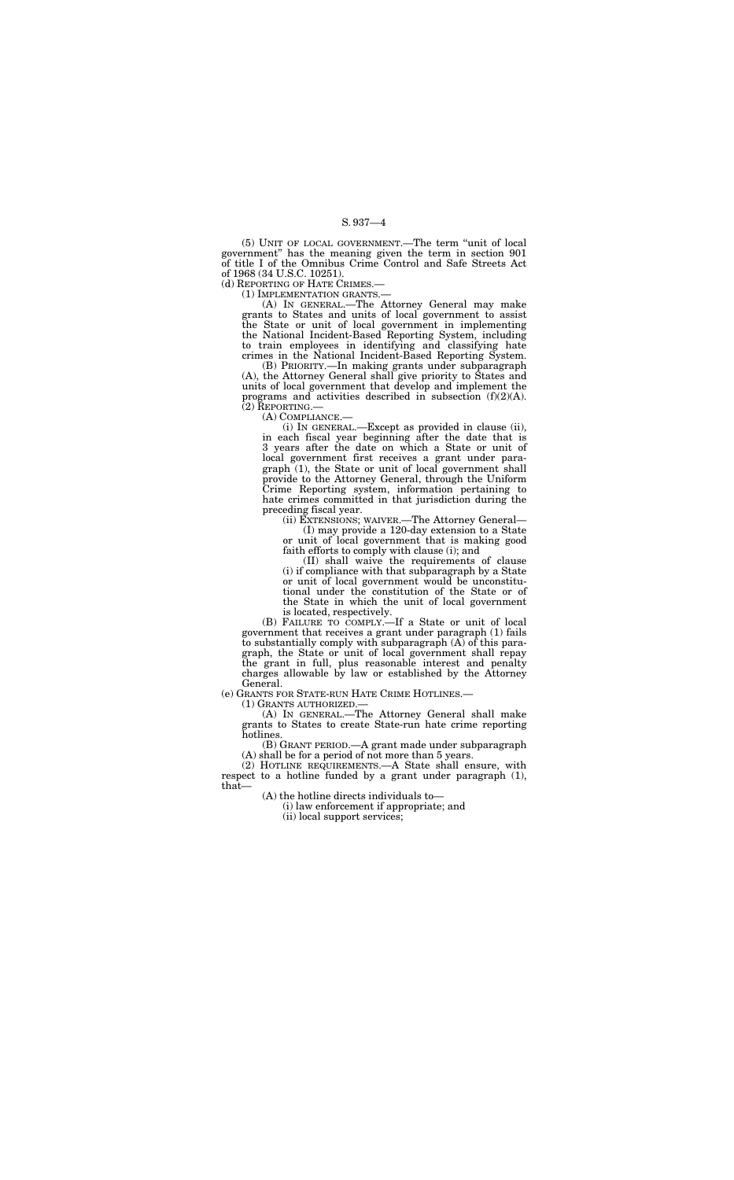(5) UNIT OF LOCAL GOVERNMENT.—The term "unit of local government" has the meaning given the term in section 901 of title I of the Omnibus Crime Control and Safe Streets Act of 1968 (34 U.S.C. 10251).

(d) REPORTING OF HATE CRIMES.—

(1) IMPLEMENTATION GRANTS.—

(A) IN GENERAL.—The Attorney General may make grants to States and units of local government to assist the State or unit of local government in implementing the National Incident-Based Reporting System, including to train employees in identifying and classifying hate crimes in the National Incident-Based Reporting System.

(B) PRIORITY.—In making grants under subparagraph (A), the Attorney General shall give priority to States and units of local government that develop and implement the programs and activities described in subsection (f)(2)(A).

(2) REPORTING.—

(A) COMPLIANCE.—

(i) IN GENERAL.—Except as provided in clause (ii), in each fiscal year beginning after the date that is 3 years after the date on which a State or unit of local government first receives a grant under paragraph (1), the State or unit of local government shall provide to the Attorney General, through the Uniform Crime Reporting system, information pertaining to hate crimes committed in that jurisdiction during the preceding fiscal year.

(ii) EXTENSIONS; WAIVER.—The Attorney General—

(I) may provide a 120-day extension to a State or unit of local government that is making good faith efforts to comply with clause (i); and

(II) shall waive the requirements of clause (i) if compliance with that subparagraph by a State or unit of local government would be unconstitutional under the constitution of the State or of the State in which the unit of local government is located, respectively.

(B) FAILURE TO COMPLY.—If a State or unit of local government that receives a grant under paragraph (1) fails to substantially comply with subparagraph (A) of this paragraph, the State or unit of local government shall repay the grant in full, plus reasonable interest and penalty charges allowable by law or established by the Attorney General.

(e) GRANTS FOR STATE-RUN HATE CRIME HOTLINES.—

(1) GRANTS AUTHORIZED.—

(A) IN GENERAL.—The Attorney General shall make grants to States to create State-run hate crime reporting hotlines.

(B) GRANT PERIOD.—A grant made under subparagraph (A) shall be for a period of not more than 5 years.

(2) HOTLINE REQUIREMENTS.—A State shall ensure, with respect to a hotline funded by a grant under paragraph (1), that—

(A) the hotline directs individuals to—

(i) law enforcement if appropriate; and

(ii) local support services;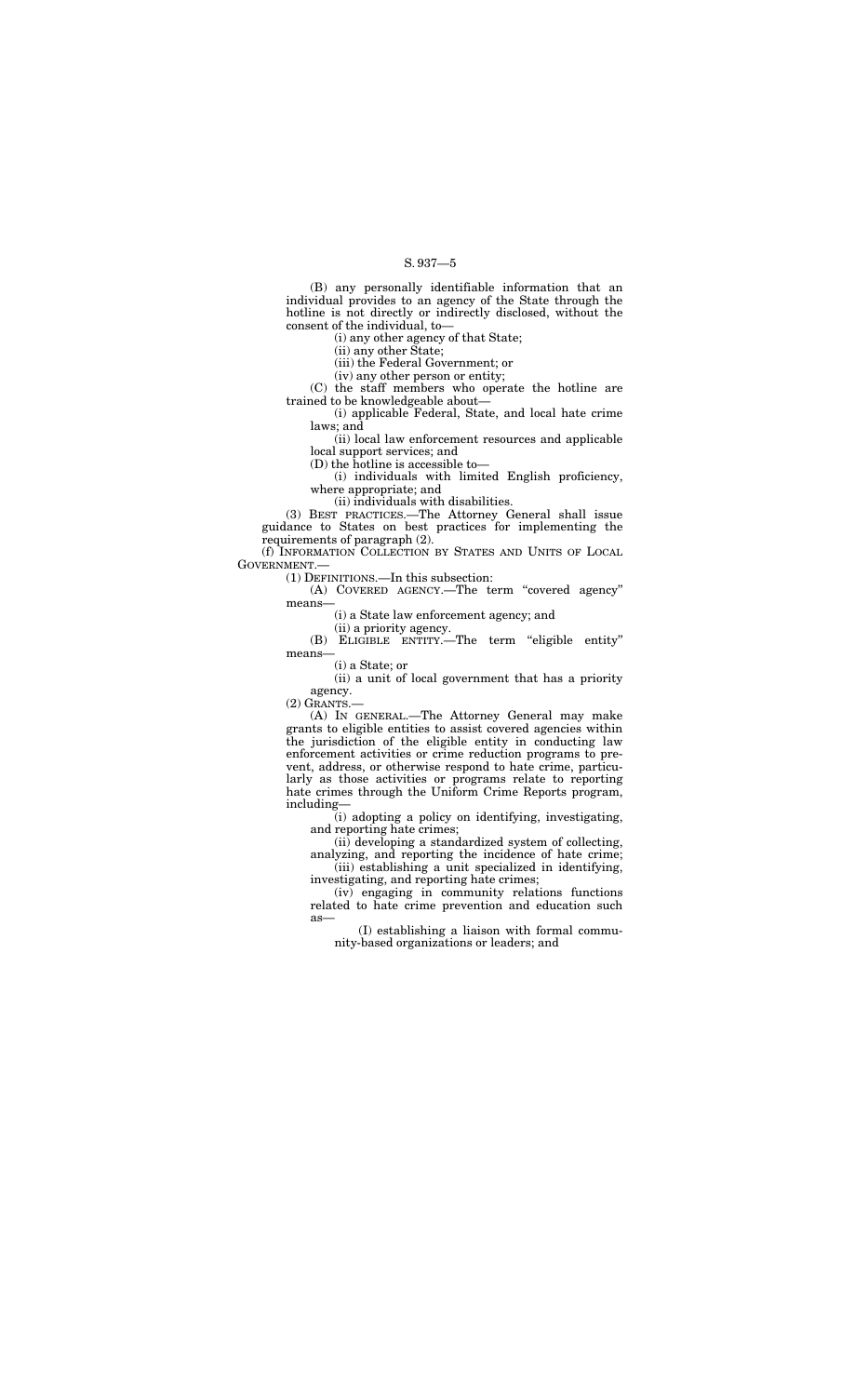(B) any personally identifiable information that an individual provides to an agency of the State through the hotline is not directly or indirectly disclosed, without the consent of the individual, to—

(i) any other agency of that State;

(ii) any other State;

(iii) the Federal Government; or

(iv) any other person or entity;

(C) the staff members who operate the hotline are trained to be knowledgeable about—

(i) applicable Federal, State, and local hate crime laws; and

(ii) local law enforcement resources and applicable local support services; and

(D) the hotline is accessible to—

(i) individuals with limited English proficiency, where appropriate; and

(ii) individuals with disabilities.

(3) BEST PRACTICES.—The Attorney General shall issue guidance to States on best practices for implementing the requirements of paragraph (2).

(f) INFORMATION COLLECTION BY STATES AND UNITS OF LOCAL GOVERNMENT.—

(1) DEFINITIONS.—In this subsection:

(A) COVERED AGENCY.—The term "covered agency" means—

(i) a State law enforcement agency; and

(ii) a priority agency.

(B) ELIGIBLE ENTITY.—The term "eligible entity" means—

(i) a State; or

(ii) a unit of local government that has a priority agency.

(2) GRANTS.—

(A) IN GENERAL.—The Attorney General may make grants to eligible entities to assist covered agencies within the jurisdiction of the eligible entity in conducting law enforcement activities or crime reduction programs to prevent, address, or otherwise respond to hate crime, particularly as those activities or programs relate to reporting hate crimes through the Uniform Crime Reports program, including—

(i) adopting a policy on identifying, investigating, and reporting hate crimes;

(ii) developing a standardized system of collecting, analyzing, and reporting the incidence of hate crime;

(iii) establishing a unit specialized in identifying, investigating, and reporting hate crimes;

(iv) engaging in community relations functions related to hate crime prevention and education such as—

(I) establishing a liaison with formal community-based organizations or leaders; and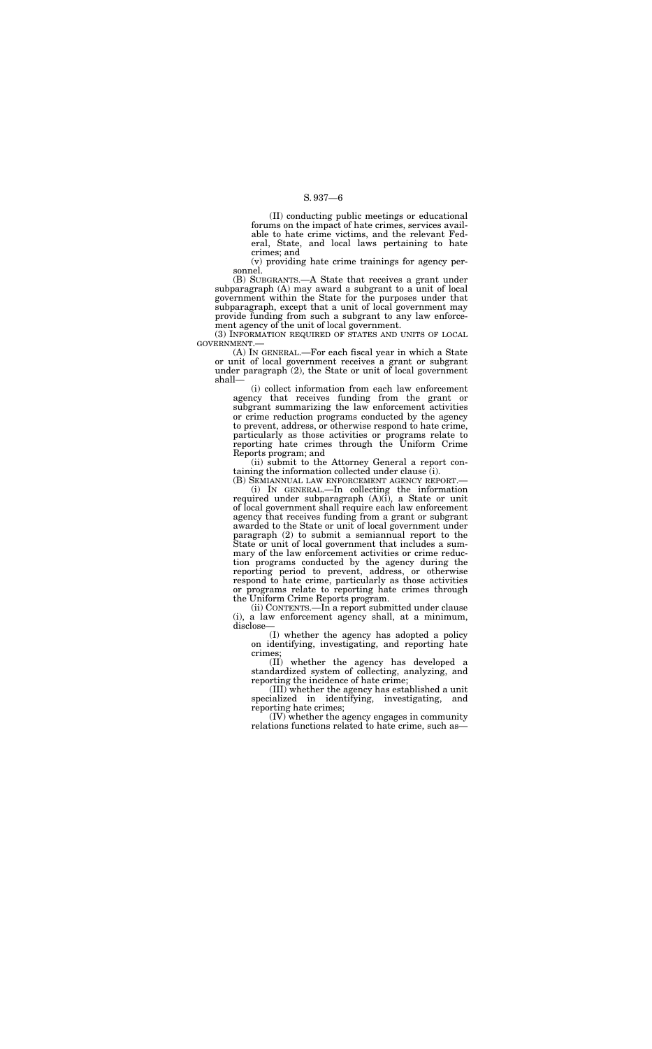(II) conducting public meetings or educational forums on the impact of hate crimes, services available to hate crime victims, and the relevant Federal, State, and local laws pertaining to hate crimes; and

(v) providing hate crime trainings for agency personnel.

(B) SUBGRANTS.—A State that receives a grant under subparagraph (A) may award a subgrant to a unit of local government within the State for the purposes under that subparagraph, except that a unit of local government may provide funding from such a subgrant to any law enforcement agency of the unit of local government.

(3) INFORMATION REQUIRED OF STATES AND UNITS OF LOCAL GOVERNMENT.—

(A) IN GENERAL.—For each fiscal year in which a State or unit of local government receives a grant or subgrant under paragraph (2), the State or unit of local government shall—

(i) collect information from each law enforcement agency that receives funding from the grant or subgrant summarizing the law enforcement activities or crime reduction programs conducted by the agency to prevent, address, or otherwise respond to hate crime, particularly as those activities or programs relate to reporting hate crimes through the Uniform Crime Reports program; and

(ii) submit to the Attorney General a report containing the information collected under clause (i).

(B) SEMIANNUAL LAW ENFORCEMENT AGENCY REPORT.—

(i) IN GENERAL.—In collecting the information required under subparagraph (A)(i), a State or unit of local government shall require each law enforcement agency that receives funding from a grant or subgrant awarded to the State or unit of local government under paragraph (2) to submit a semiannual report to the State or unit of local government that includes a summary of the law enforcement activities or crime reduction programs conducted by the agency during the reporting period to prevent, address, or otherwise respond to hate crime, particularly as those activities or programs relate to reporting hate crimes through the Uniform Crime Reports program.

(ii) CONTENTS.—In a report submitted under clause (i), a law enforcement agency shall, at a minimum, disclose—

(I) whether the agency has adopted a policy on identifying, investigating, and reporting hate crimes;

(II) whether the agency has developed a standardized system of collecting, analyzing, and reporting the incidence of hate crime;

(III) whether the agency has established a unit specialized in identifying, investigating, and reporting hate crimes;

(IV) whether the agency engages in community relations functions related to hate crime, such as—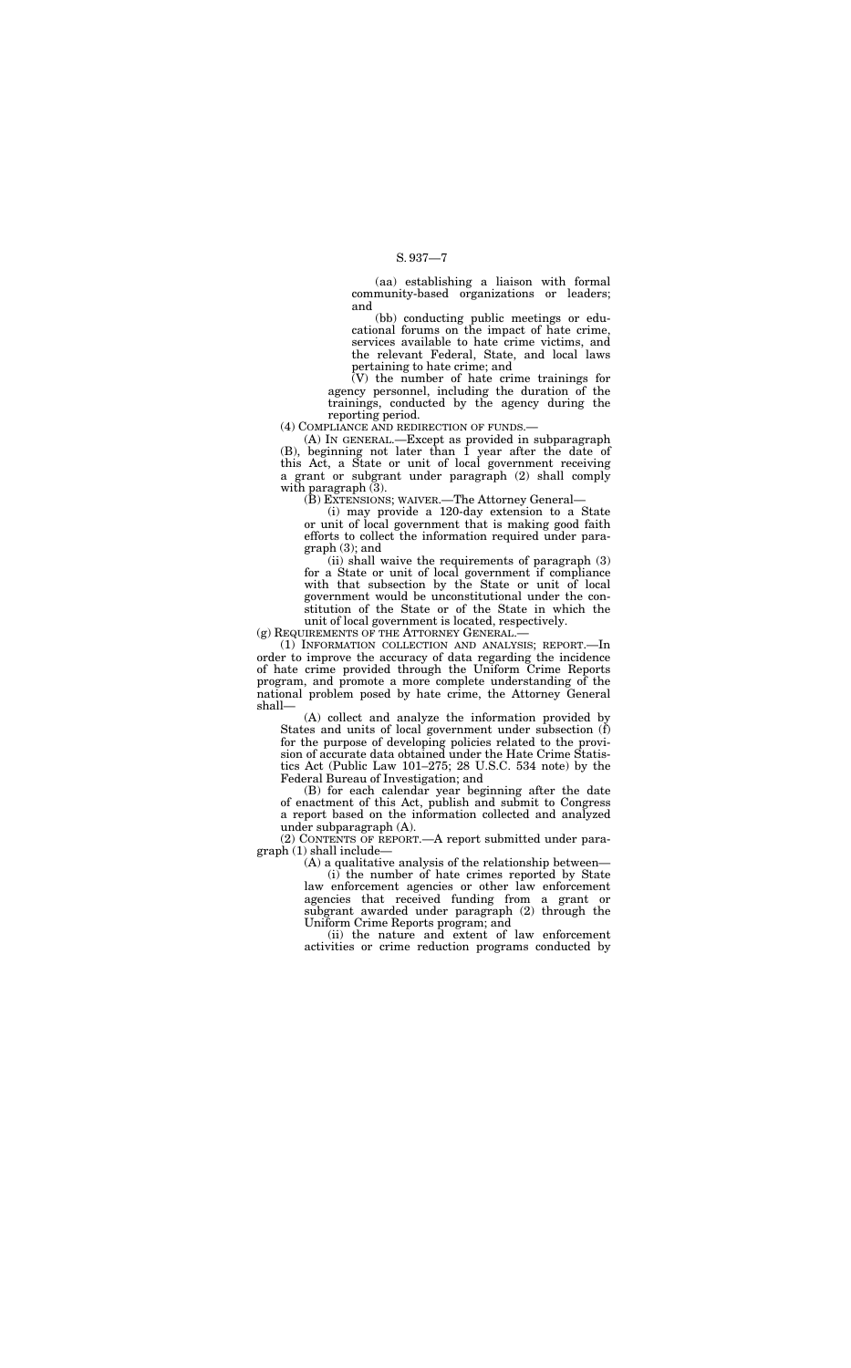(aa) establishing a liaison with formal community-based organizations or leaders; and

(bb) conducting public meetings or educational forums on the impact of hate crime, services available to hate crime victims, and the relevant Federal, State, and local laws pertaining to hate crime; and

(V) the number of hate crime trainings for agency personnel, including the duration of the trainings, conducted by the agency during the reporting period.

(4) COMPLIANCE AND REDIRECTION OF FUNDS.—

(A) IN GENERAL.—Except as provided in subparagraph (B), beginning not later than 1 year after the date of this Act, a State or unit of local government receiving a grant or subgrant under paragraph (2) shall comply with paragraph (3).

(B) EXTENSIONS; WAIVER.—The Attorney General—

(i) may provide a 120-day extension to a State or unit of local government that is making good faith efforts to collect the information required under paragraph (3); and

(ii) shall waive the requirements of paragraph (3) for a State or unit of local government if compliance with that subsection by the State or unit of local government would be unconstitutional under the constitution of the State or of the State in which the unit of local government is located, respectively.

(g) REQUIREMENTS OF THE ATTORNEY GENERAL.—

(1) INFORMATION COLLECTION AND ANALYSIS; REPORT.—In order to improve the accuracy of data regarding the incidence of hate crime provided through the Uniform Crime Reports program, and promote a more complete understanding of the national problem posed by hate crime, the Attorney General shall—

(A) collect and analyze the information provided by States and units of local government under subsection (f) for the purpose of developing policies related to the provision of accurate data obtained under the Hate Crime Statistics Act (Public Law 101–275; 28 U.S.C. 534 note) by the Federal Bureau of Investigation; and

(B) for each calendar year beginning after the date of enactment of this Act, publish and submit to Congress a report based on the information collected and analyzed under subparagraph (A).

(2) CONTENTS OF REPORT.—A report submitted under paragraph (1) shall include—

(A) a qualitative analysis of the relationship between—

(i) the number of hate crimes reported by State law enforcement agencies or other law enforcement agencies that received funding from a grant or subgrant awarded under paragraph (2) through the Uniform Crime Reports program; and

(ii) the nature and extent of law enforcement activities or crime reduction programs conducted by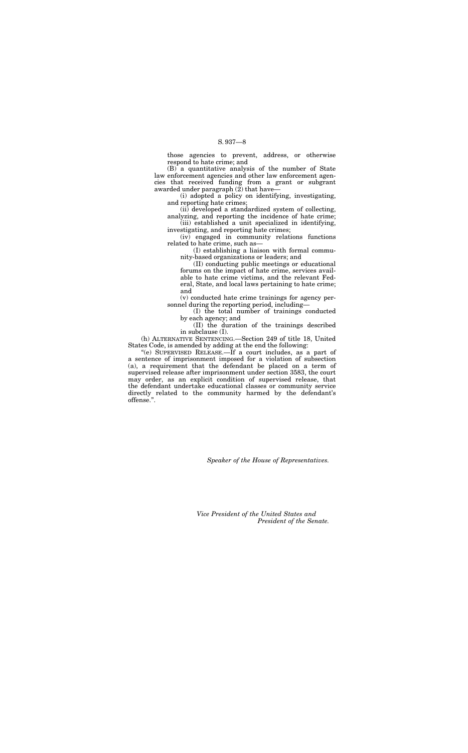those agencies to prevent, address, or otherwise respond to hate crime; and

(B) a quantitative analysis of the number of State law enforcement agencies and other law enforcement agencies that received funding from a grant or subgrant awarded under paragraph (2) that have—

(i) adopted a policy on identifying, investigating, and reporting hate crimes;

(ii) developed a standardized system of collecting, analyzing, and reporting the incidence of hate crime;

(iii) established a unit specialized in identifying, investigating, and reporting hate crimes;

(iv) engaged in community relations functions related to hate crime, such as—

(I) establishing a liaison with formal community-based organizations or leaders; and

(II) conducting public meetings or educational forums on the impact of hate crime, services available to hate crime victims, and the relevant Federal, State, and local laws pertaining to hate crime; and

(v) conducted hate crime trainings for agency personnel during the reporting period, including—

(I) the total number of trainings conducted by each agency; and

(II) the duration of the trainings described in subclause (I).

(h) ALTERNATIVE SENTENCING.—Section 249 of title 18, United States Code, is amended by adding at the end the following:

"(e) SUPERVISED RELEASE.—If a court includes, as a part of a sentence of imprisonment imposed for a violation of subsection (a), a requirement that the defendant be placed on a term of supervised release after imprisonment under section 3583, the court may order, as an explicit condition of supervised release, that the defendant undertake educational classes or community service directly related to the community harmed by the defendant's offense.".

*Speaker of the House of Representatives.*

*Vice President of the United States and President of the Senate.*